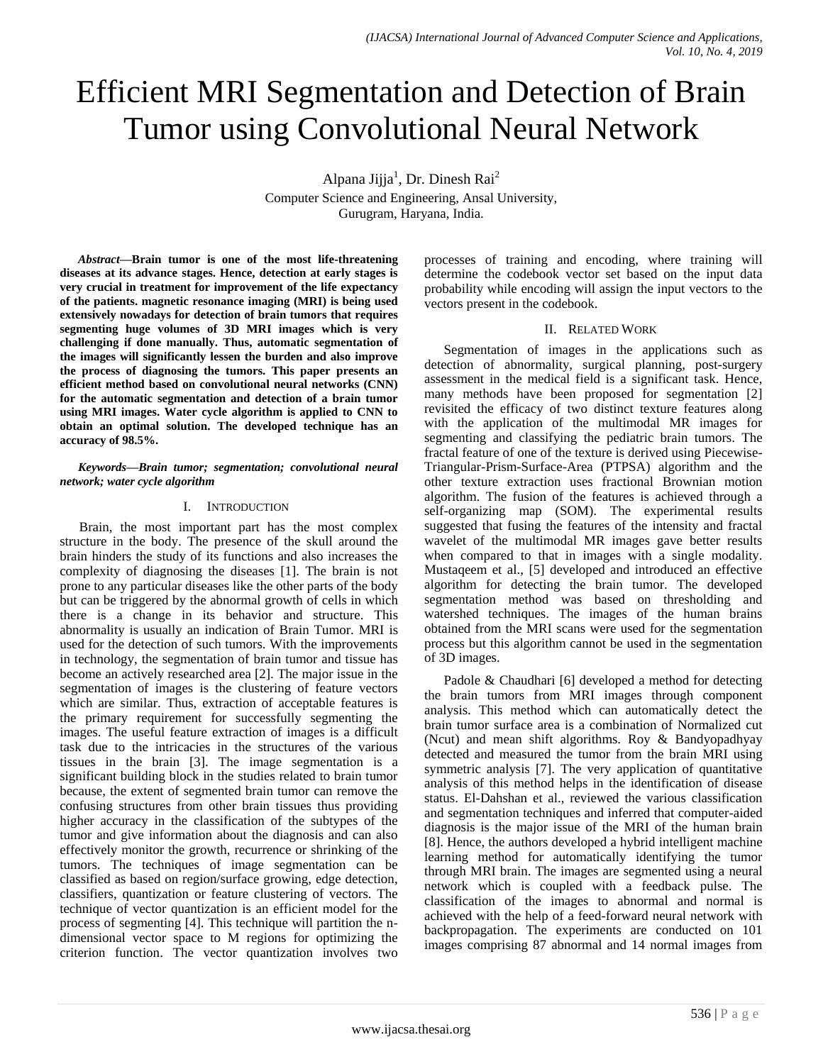# Efficient MRI Segmentation and Detection of Brain Tumor using Convolutional Neural Network

Alpana Jijja[1], Dr. Dinesh Rai[2]

Computer Science and Engineering, Ansal University,
Gurugram, Haryana, India.

***Abstract*—Brain tumor is one of the most life-threatening diseases at its advance stages. Hence, detection at early stages is very crucial in treatment for improvement of the life expectancy of the patients. magnetic resonance imaging (MRI) is being used extensively nowadays for detection of brain tumors that requires segmenting huge volumes of 3D MRI images which is very challenging if done manually. Thus, automatic segmentation of the images will significantly lessen the burden and also improve the process of diagnosing the tumors. This paper presents an efficient method based on convolutional neural networks (CNN) for the automatic segmentation and detection of a brain tumor using MRI images. Water cycle algorithm is applied to CNN to obtain an optimal solution. The developed technique has an accuracy of 98.5%.**

***Keywords*—Brain tumor; segmentation; convolutional neural network; water cycle algorithm**

## I. Introduction

Brain, the most important part has the most complex structure in the body. The presence of the skull around the brain hinders the study of its functions and also increases the complexity of diagnosing the diseases [1]. The brain is not prone to any particular diseases like the other parts of the body but can be triggered by the abnormal growth of cells in which there is a change in its behavior and structure. This abnormality is usually an indication of Brain Tumor. MRI is used for the detection of such tumors. With the improvements in technology, the segmentation of brain tumor and tissue has become an actively researched area [2]. The major issue in the segmentation of images is the clustering of feature vectors which are similar. Thus, extraction of acceptable features is the primary requirement for successfully segmenting the images. The useful feature extraction of images is a difficult task due to the intricacies in the structures of the various tissues in the brain [3]. The image segmentation is a significant building block in the studies related to brain tumor because, the extent of segmented brain tumor can remove the confusing structures from other brain tissues thus providing higher accuracy in the classification of the subtypes of the tumor and give information about the diagnosis and can also effectively monitor the growth, recurrence or shrinking of the tumors. The techniques of image segmentation can be classified as based on region/surface growing, edge detection, classifiers, quantization or feature clustering of vectors. The technique of vector quantization is an efficient model for the process of segmenting [4]. This technique will partition the n-dimensional vector space to M regions for optimizing the criterion function. The vector quantization involves two processes of training and encoding, where training will determine the codebook vector set based on the input data probability while encoding will assign the input vectors to the vectors present in the codebook.

## II. Related Work

Segmentation of images in the applications such as detection of abnormality, surgical planning, post-surgery assessment in the medical field is a significant task. Hence, many methods have been proposed for segmentation [2] revisited the efficacy of two distinct texture features along with the application of the multimodal MR images for segmenting and classifying the pediatric brain tumors. The fractal feature of one of the texture is derived using Piecewise-Triangular-Prism-Surface-Area (PTPSA) algorithm and the other texture extraction uses fractional Brownian motion algorithm. The fusion of the features is achieved through a self-organizing map (SOM). The experimental results suggested that fusing the features of the intensity and fractal wavelet of the multimodal MR images gave better results when compared to that in images with a single modality. Mustaqeem et al., [5] developed and introduced an effective algorithm for detecting the brain tumor. The developed segmentation method was based on thresholding and watershed techniques. The images of the human brains obtained from the MRI scans were used for the segmentation process but this algorithm cannot be used in the segmentation of 3D images.

Padole & Chaudhari [6] developed a method for detecting the brain tumors from MRI images through component analysis. This method which can automatically detect the brain tumor surface area is a combination of Normalized cut (Ncut) and mean shift algorithms. Roy & Bandyopadhyay detected and measured the tumor from the brain MRI using symmetric analysis [7]. The very application of quantitative analysis of this method helps in the identification of disease status. El-Dahshan et al., reviewed the various classification and segmentation techniques and inferred that computer-aided diagnosis is the major issue of the MRI of the human brain [8]. Hence, the authors developed a hybrid intelligent machine learning method for automatically identifying the tumor through MRI brain. The images are segmented using a neural network which is coupled with a feedback pulse. The classification of the images to abnormal and normal is achieved with the help of a feed-forward neural network with backpropagation. The experiments are conducted on 101 images comprising 87 abnormal and 14 normal images from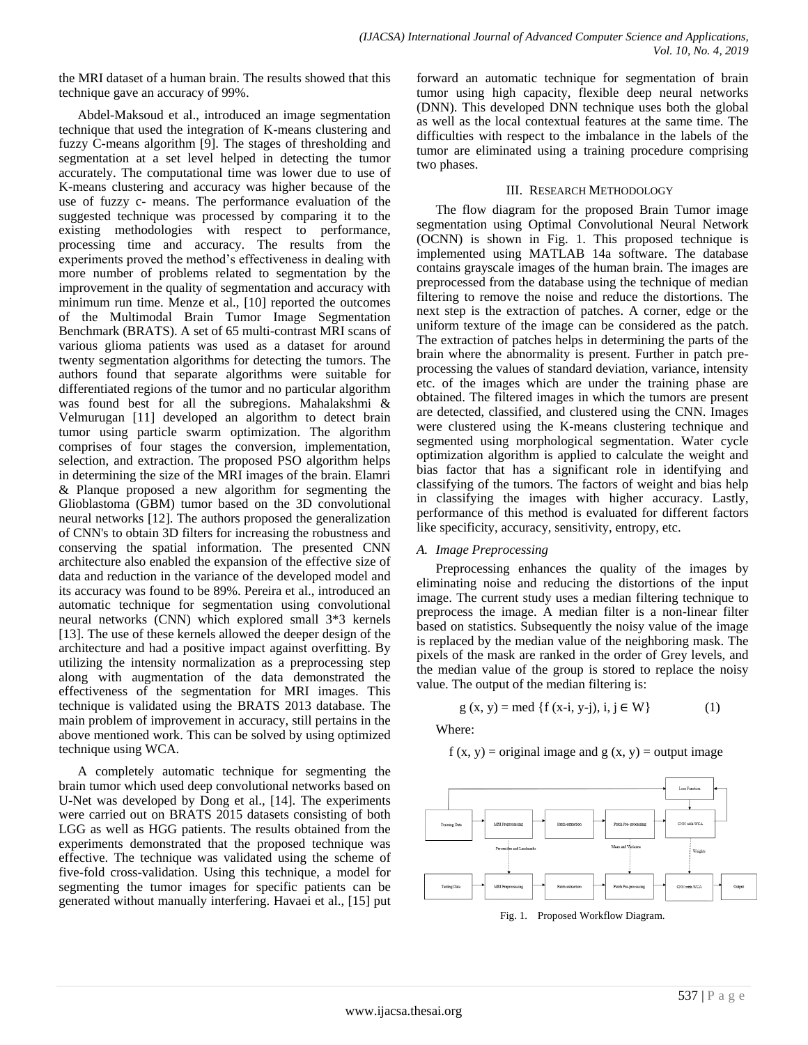the MRI dataset of a human brain. The results showed that this technique gave an accuracy of 99%.

Abdel-Maksoud et al., introduced an image segmentation technique that used the integration of K-means clustering and fuzzy C-means algorithm [9]. The stages of thresholding and segmentation at a set level helped in detecting the tumor accurately. The computational time was lower due to use of K-means clustering and accuracy was higher because of the use of fuzzy c- means. The performance evaluation of the suggested technique was processed by comparing it to the existing methodologies with respect to performance, processing time and accuracy. The results from the experiments proved the method's effectiveness in dealing with more number of problems related to segmentation by the improvement in the quality of segmentation and accuracy with minimum run time. Menze et al., [10] reported the outcomes of the Multimodal Brain Tumor Image Segmentation Benchmark (BRATS). A set of 65 multi-contrast MRI scans of various glioma patients was used as a dataset for around twenty segmentation algorithms for detecting the tumors. The authors found that separate algorithms were suitable for differentiated regions of the tumor and no particular algorithm was found best for all the subregions. Mahalakshmi & Velmurugan [11] developed an algorithm to detect brain tumor using particle swarm optimization. The algorithm comprises of four stages the conversion, implementation, selection, and extraction. The proposed PSO algorithm helps in determining the size of the MRI images of the brain. Elamri & Planque proposed a new algorithm for segmenting the Glioblastoma (GBM) tumor based on the 3D convolutional neural networks [12]. The authors proposed the generalization of CNN's to obtain 3D filters for increasing the robustness and conserving the spatial information. The presented CNN architecture also enabled the expansion of the effective size of data and reduction in the variance of the developed model and its accuracy was found to be 89%. Pereira et al., introduced an automatic technique for segmentation using convolutional neural networks (CNN) which explored small 3*3 kernels [13]. The use of these kernels allowed the deeper design of the architecture and had a positive impact against overfitting. By utilizing the intensity normalization as a preprocessing step along with augmentation of the data demonstrated the effectiveness of the segmentation for MRI images. This technique is validated using the BRATS 2013 database. The main problem of improvement in accuracy, still pertains in the above mentioned work. This can be solved by using optimized technique using WCA.

A completely automatic technique for segmenting the brain tumor which used deep convolutional networks based on U-Net was developed by Dong et al., [14]. The experiments were carried out on BRATS 2015 datasets consisting of both LGG as well as HGG patients. The results obtained from the experiments demonstrated that the proposed technique was effective. The technique was validated using the scheme of five-fold cross-validation. Using this technique, a model for segmenting the tumor images for specific patients can be generated without manually interfering. Havaei et al., [15] put forward an automatic technique for segmentation of brain tumor using high capacity, flexible deep neural networks (DNN). This developed DNN technique uses both the global as well as the local contextual features at the same time. The difficulties with respect to the imbalance in the labels of the tumor are eliminated using a training procedure comprising two phases.

## III. Research Methodology

The flow diagram for the proposed Brain Tumor image segmentation using Optimal Convolutional Neural Network (OCNN) is shown in Fig. 1. This proposed technique is implemented using MATLAB 14a software. The database contains grayscale images of the human brain. The images are preprocessed from the database using the technique of median filtering to remove the noise and reduce the distortions. The next step is the extraction of patches. A corner, edge or the uniform texture of the image can be considered as the patch. The extraction of patches helps in determining the parts of the brain where the abnormality is present. Further in patch pre-processing the values of standard deviation, variance, intensity etc. of the images which are under the training phase are obtained. The filtered images in which the tumors are present are detected, classified, and clustered using the CNN. Images were clustered using the K-means clustering technique and segmented using morphological segmentation. Water cycle optimization algorithm is applied to calculate the weight and bias factor that has a significant role in identifying and classifying of the tumors. The factors of weight and bias help in classifying the images with higher accuracy. Lastly, performance of this method is evaluated for different factors like specificity, accuracy, sensitivity, entropy, etc.

### *A. Image Preprocessing*

Preprocessing enhances the quality of the images by eliminating noise and reducing the distortions of the input image. The current study uses a median filtering technique to preprocess the image. A median filter is a non-linear filter based on statistics. Subsequently the noisy value of the image is replaced by the median value of the neighboring mask. The pixels of the mask are ranked in the order of Grey levels, and the median value of the group is stored to replace the noisy value. The output of the median filtering is:

$$g(x, y) = \text{med}\{f(x-i, y-j), i, j \in W\} \tag{1}$$

Where:

$f(x, y)$ = original image and $g(x, y)$ = output image

Loss Function
Training Data
MRI Preprocessing
Patch extraction
Patch Pre-processing
CNN with WCA
Percentiles and Landmarks
Mean and Variances
Weights
Testing Data
MRI Preprocessing
Patch extraction
Patch Pre-processing
CNN with WCA
Output

Fig. 1. Proposed Workflow Diagram.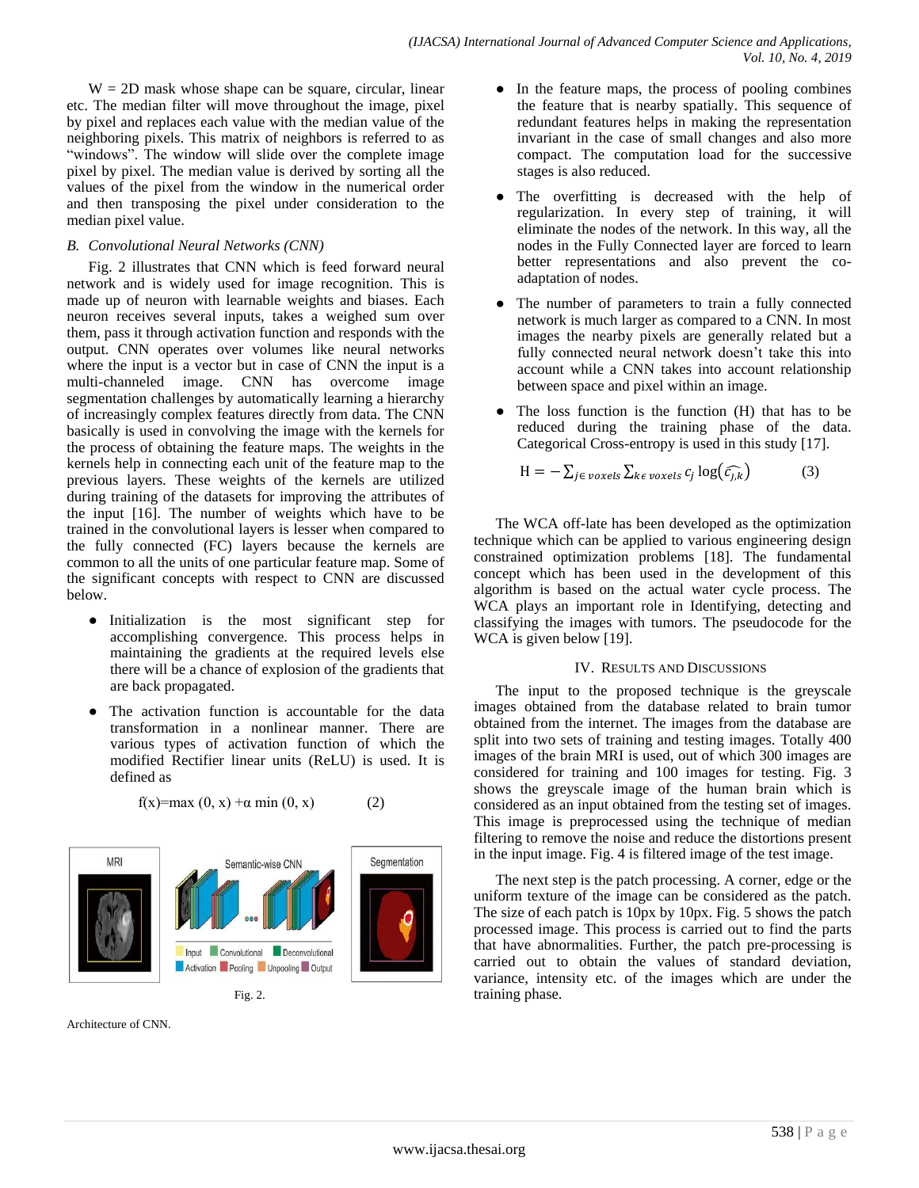W = 2D mask whose shape can be square, circular, linear etc. The median filter will move throughout the image, pixel by pixel and replaces each value with the median value of the neighboring pixels. This matrix of neighbors is referred to as "windows". The window will slide over the complete image pixel by pixel. The median value is derived by sorting all the values of the pixel from the window in the numerical order and then transposing the pixel under consideration to the median pixel value.

### *B. Convolutional Neural Networks (CNN)*

Fig. 2 illustrates that CNN which is feed forward neural network and is widely used for image recognition. This is made up of neuron with learnable weights and biases. Each neuron receives several inputs, takes a weighed sum over them, pass it through activation function and responds with the output. CNN operates over volumes like neural networks where the input is a vector but in case of CNN the input is a multi-channeled image. CNN has overcome image segmentation challenges by automatically learning a hierarchy of increasingly complex features directly from data. The CNN basically is used in convolving the image with the kernels for the process of obtaining the feature maps. The weights in the kernels help in connecting each unit of the feature map to the previous layers. These weights of the kernels are utilized during training of the datasets for improving the attributes of the input [16]. The number of weights which have to be trained in the convolutional layers is lesser when compared to the fully connected (FC) layers because the kernels are common to all the units of one particular feature map. Some of the significant concepts with respect to CNN are discussed below.

- Initialization is the most significant step for accomplishing convergence. This process helps in maintaining the gradients at the required levels else there will be a chance of explosion of the gradients that are back propagated.
- The activation function is accountable for the data transformation in a nonlinear manner. There are various types of activation function of which the modified Rectifier linear units (ReLU) is used. It is defined as

$$f(x)=\max(0, x) + \alpha \min(0, x) \qquad (2)$$

MRI

Semantic-wise CNN

Segmentation

Input Convolutional Deconvolutional Activation Pooling Unpooling Output

Fig. 2. Architecture of CNN.

- In the feature maps, the process of pooling combines the feature that is nearby spatially. This sequence of redundant features helps in making the representation invariant in the case of small changes and also more compact. The computation load for the successive stages is also reduced.
- The overfitting is decreased with the help of regularization. In every step of training, it will eliminate the nodes of the network. In this way, all the nodes in the Fully Connected layer are forced to learn better representations and also prevent the co-adaptation of nodes.
- The number of parameters to train a fully connected network is much larger as compared to a CNN. In most images the nearby pixels are generally related but a fully connected neural network doesn't take this into account while a CNN takes into account relationship between space and pixel within an image.
- The loss function is the function (H) that has to be reduced during the training phase of the data. Categorical Cross-entropy is used in this study [17].

$$H = -\sum_{j\in voxels} \sum_{k\epsilon\, voxels} c_j \log(\widehat{c_{j,k}}) \qquad (3)$$

The WCA off-late has been developed as the optimization technique which can be applied to various engineering design constrained optimization problems [18]. The fundamental concept which has been used in the development of this algorithm is based on the actual water cycle process. The WCA plays an important role in Identifying, detecting and classifying the images with tumors. The pseudocode for the WCA is given below [19].

## IV. Results and Discussions

The input to the proposed technique is the greyscale images obtained from the database related to brain tumor obtained from the internet. The images from the database are split into two sets of training and testing images. Totally 400 images of the brain MRI is used, out of which 300 images are considered for training and 100 images for testing. Fig. 3 shows the greyscale image of the human brain which is considered as an input obtained from the testing set of images. This image is preprocessed using the technique of median filtering to remove the noise and reduce the distortions present in the input image. Fig. 4 is filtered image of the test image.

The next step is the patch processing. A corner, edge or the uniform texture of the image can be considered as the patch. The size of each patch is 10px by 10px. Fig. 5 shows the patch processed image. This process is carried out to find the parts that have abnormalities. Further, the patch pre-processing is carried out to obtain the values of standard deviation, variance, intensity etc. of the images which are under the training phase.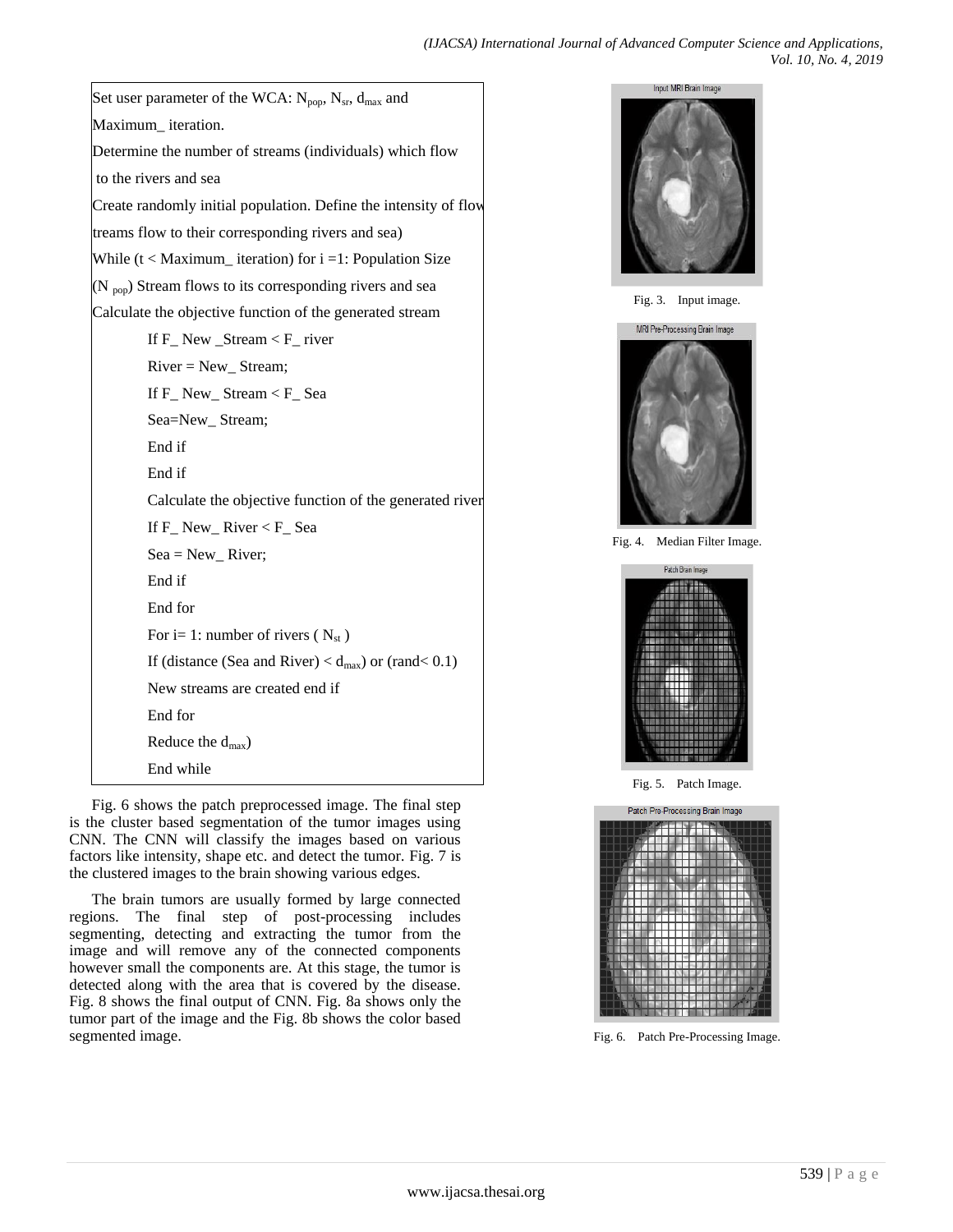```
Set user parameter of the WCA: N_pop, N_sr, d_max and
Maximum_ iteration.
Determine the number of streams (individuals) which flow
 to the rivers and sea
Create randomly initial population. Define the intensity of flow
treams flow to their corresponding rivers and sea)
While (t < Maximum_ iteration) for i =1: Population Size
(N pop) Stream flows to its corresponding rivers and sea
Calculate the objective function of the generated stream
        If F_ New _Stream < F_ river
        River = New_ Stream;
        If F_ New_ Stream < F_ Sea
        Sea=New_ Stream;
        End if
        End if
        Calculate the objective function of the generated river
        If F_ New_ River < F_ Sea
        Sea = New_ River;
        End if
        End for
        For i= 1: number of rivers ( N_st )
        If (distance (Sea and River) < d_max) or (rand< 0.1)
        New streams are created end if
        End for
        Reduce the d_max)
        End while
```

Fig. 6 shows the patch preprocessed image. The final step is the cluster based segmentation of the tumor images using CNN. The CNN will classify the images based on various factors like intensity, shape etc. and detect the tumor. Fig. 7 is the clustered images to the brain showing various edges.

The brain tumors are usually formed by large connected regions. The final step of post-processing includes segmenting, detecting and extracting the tumor from the image and will remove any of the connected components however small the components are. At this stage, the tumor is detected along with the area that is covered by the disease. Fig. 8 shows the final output of CNN. Fig. 8a shows only the tumor part of the image and the Fig. 8b shows the color based segmented image.

Input MRI Brain Image

Fig. 3. Input image.

MRI Pre-Processing Brain Image

Fig. 4. Median Filter Image.

Patch Brain Image

Fig. 5. Patch Image.

Patch Pre-Processing Brain Image

Fig. 6. Patch Pre-Processing Image.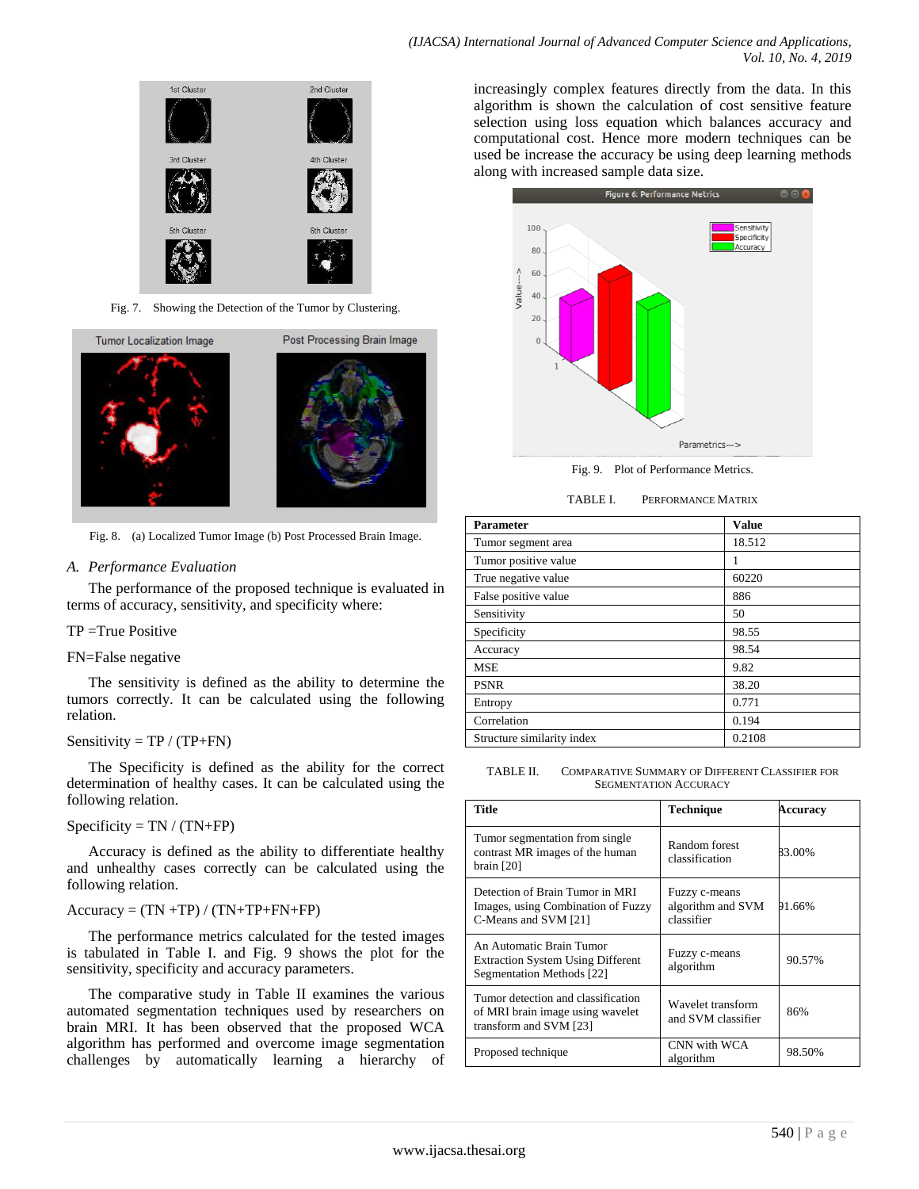1st Cluster
2nd Cluster
3rd Cluster
4th Cluster
5th Cluster
6th Cluster

Fig. 7. Showing the Detection of the Tumor by Clustering.

Tumor Localization Image
Post Processing Brain Image

Fig. 8. (a) Localized Tumor Image (b) Post Processed Brain Image.

### *A. Performance Evaluation*

The performance of the proposed technique is evaluated in terms of accuracy, sensitivity, and specificity where:

TP =True Positive

FN=False negative

The sensitivity is defined as the ability to determine the tumors correctly. It can be calculated using the following relation.

Sensitivity = TP / (TP+FN)

The Specificity is defined as the ability for the correct determination of healthy cases. It can be calculated using the following relation.

Specificity = TN / (TN+FP)

Accuracy is defined as the ability to differentiate healthy and unhealthy cases correctly can be calculated using the following relation.

Accuracy = (TN +TP) / (TN+TP+FN+FP)

The performance metrics calculated for the tested images is tabulated in Table I. and Fig. 9 shows the plot for the sensitivity, specificity and accuracy parameters.

The comparative study in Table II examines the various automated segmentation techniques used by researchers on brain MRI. It has been observed that the proposed WCA algorithm has performed and overcome image segmentation challenges by automatically learning a hierarchy of increasingly complex features directly from the data. In this algorithm is shown the calculation of cost sensitive feature selection using loss equation which balances accuracy and computational cost. Hence more modern techniques can be used be increase the accuracy be using deep learning methods along with increased sample data size.

Figure 6: Performance Metrics
Sensitivity
Specificity
Accuracy
100
80
60
40
20
0
Value--->
1
Parametrics--->

Fig. 9. Plot of Performance Metrics.

TABLE I. PERFORMANCE MATRIX

| Parameter | Value |
|---|---|
| Tumor segment area | 18.512 |
| Tumor positive value | 1 |
| True negative value | 60220 |
| False positive value | 886 |
| Sensitivity | 50 |
| Specificity | 98.55 |
| Accuracy | 98.54 |
| MSE | 9.82 |
| PSNR | 38.20 |
| Entropy | 0.771 |
| Correlation | 0.194 |
| Structure similarity index | 0.2108 |

TABLE II. COMPARATIVE SUMMARY OF DIFFERENT CLASSIFIER FOR SEGMENTATION ACCURACY

| Title | Technique | Accuracy |
|---|---|---|
| Tumor segmentation from single contrast MR images of the human brain [20] | Random forest classification | 83.00% |
| Detection of Brain Tumor in MRI Images, using Combination of Fuzzy C-Means and SVM [21] | Fuzzy c-means algorithm and SVM classifier | 91.66% |
| An Automatic Brain Tumor Extraction System Using Different Segmentation Methods [22] | Fuzzy c-means algorithm | 90.57% |
| Tumor detection and classification of MRI brain image using wavelet transform and SVM [23] | Wavelet transform and SVM classifier | 86% |
| Proposed technique | CNN with WCA algorithm | 98.50% |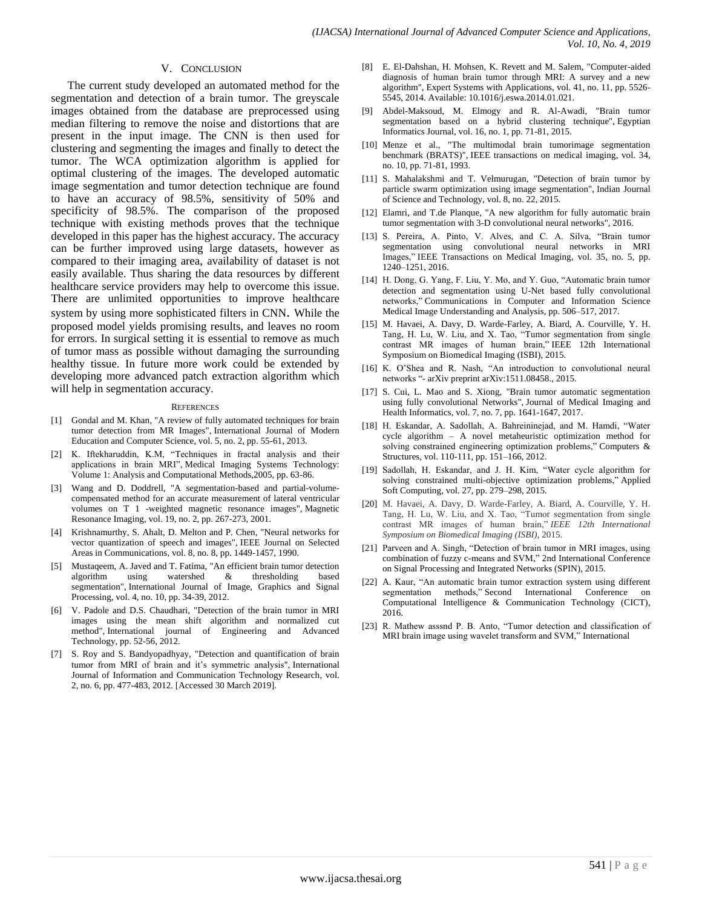## V. Conclusion

The current study developed an automated method for the segmentation and detection of a brain tumor. The greyscale images obtained from the database are preprocessed using median filtering to remove the noise and distortions that are present in the input image. The CNN is then used for clustering and segmenting the images and finally to detect the tumor. The WCA optimization algorithm is applied for optimal clustering of the images. The developed automatic image segmentation and tumor detection technique are found to have an accuracy of 98.5%, sensitivity of 50% and specificity of 98.5%. The comparison of the proposed technique with existing methods proves that the technique developed in this paper has the highest accuracy. The accuracy can be further improved using large datasets, however as compared to their imaging area, availability of dataset is not easily available. Thus sharing the data resources by different healthcare service providers may help to overcome this issue. There are unlimited opportunities to improve healthcare system by using more sophisticated filters in CNN. While the proposed model yields promising results, and leaves no room for errors. In surgical setting it is essential to remove as much of tumor mass as possible without damaging the surrounding healthy tissue. In future more work could be extended by developing more advanced patch extraction algorithm which will help in segmentation accuracy.

## References

[1] Gondal and M. Khan, "A review of fully automated techniques for brain tumor detection from MR Images", International Journal of Modern Education and Computer Science, vol. 5, no. 2, pp. 55-61, 2013.

[2] K. Iftekharuddin, K.M, "Techniques in fractal analysis and their applications in brain MRI", Medical Imaging Systems Technology: Volume 1: Analysis and Computational Methods,2005, pp. 63-86.

[3] Wang and D. Doddrell, "A segmentation-based and partial-volume-compensated method for an accurate measurement of lateral ventricular volumes on T 1 -weighted magnetic resonance images", Magnetic Resonance Imaging, vol. 19, no. 2, pp. 267-273, 2001.

[4] Krishnamurthy, S. Ahalt, D. Melton and P. Chen, "Neural networks for vector quantization of speech and images", IEEE Journal on Selected Areas in Communications, vol. 8, no. 8, pp. 1449-1457, 1990.

[5] Mustaqeem, A. Javed and T. Fatima, "An efficient brain tumor detection algorithm using watershed & thresholding based segmentation", International Journal of Image, Graphics and Signal Processing, vol. 4, no. 10, pp. 34-39, 2012.

[6] V. Padole and D.S. Chaudhari, "Detection of the brain tumor in MRI images using the mean shift algorithm and normalized cut method", International journal of Engineering and Advanced Technology, pp. 52-56, 2012.

[7] S. Roy and S. Bandyopadhyay, "Detection and quantification of brain tumor from MRI of brain and it's symmetric analysis", International Journal of Information and Communication Technology Research, vol. 2, no. 6, pp. 477-483, 2012. [Accessed 30 March 2019].

[8] E. El-Dahshan, H. Mohsen, K. Revett and M. Salem, "Computer-aided diagnosis of human brain tumor through MRI: A survey and a new algorithm", Expert Systems with Applications, vol. 41, no. 11, pp. 5526-5545, 2014. Available: 10.1016/j.eswa.2014.01.021.

[9] Abdel-Maksoud, M. Elmogy and R. Al-Awadi, "Brain tumor segmentation based on a hybrid clustering technique", Egyptian Informatics Journal, vol. 16, no. 1, pp. 71-81, 2015.

[10] Menze et al., "The multimodal brain tumorimage segmentation benchmark (BRATS)", IEEE transactions on medical imaging, vol. 34, no. 10, pp. 71-81, 1993.

[11] S. Mahalakshmi and T. Velmurugan, "Detection of brain tumor by particle swarm optimization using image segmentation", Indian Journal of Science and Technology, vol. 8, no. 22, 2015.

[12] Elamri, and T.de Planque, "A new algorithm for fully automatic brain tumor segmentation with 3-D convolutional neural networks", 2016.

[13] S. Pereira, A. Pinto, V. Alves, and C. A. Silva, "Brain tumor segmentation using convolutional neural networks in MRI Images," IEEE Transactions on Medical Imaging, vol. 35, no. 5, pp. 1240–1251, 2016.

[14] H. Dong, G. Yang, F. Liu, Y. Mo, and Y. Guo, "Automatic brain tumor detection and segmentation using U-Net based fully convolutional networks," Communications in Computer and Information Science Medical Image Understanding and Analysis, pp. 506–517, 2017.

[15] M. Havaei, A. Davy, D. Warde-Farley, A. Biard, A. Courville, Y. H. Tang, H. Lu, W. Liu, and X. Tao, "Tumor segmentation from single contrast MR images of human brain," IEEE 12th International Symposium on Biomedical Imaging (ISBI), 2015.

[16] K. O'Shea and R. Nash, "An introduction to convolutional neural networks "- arXiv preprint arXiv:1511.08458., 2015.

[17] S. Cui, L. Mao and S. Xiong, "Brain tumor automatic segmentation using fully convolutional Networks", Journal of Medical Imaging and Health Informatics, vol. 7, no. 7, pp. 1641-1647, 2017.

[18] H. Eskandar, A. Sadollah, A. Bahreininejad, and M. Hamdi, "Water cycle algorithm – A novel metaheuristic optimization method for solving constrained engineering optimization problems," Computers & Structures, vol. 110-111, pp. 151–166, 2012.

[19] Sadollah, H. Eskandar, and J. H. Kim, "Water cycle algorithm for solving constrained multi-objective optimization problems," Applied Soft Computing, vol. 27, pp. 279–298, 2015.

[20] M. Havaei, A. Davy, D. Warde-Farley, A. Biard, A. Courville, Y. H. Tang, H. Lu, W. Liu, and X. Tao, "Tumor segmentation from single contrast MR images of human brain," *IEEE 12th International Symposium on Biomedical Imaging (ISBI),* 2015.

[21] Parveen and A. Singh, "Detection of brain tumor in MRI images, using combination of fuzzy c-means and SVM," 2nd International Conference on Signal Processing and Integrated Networks (SPIN), 2015.

[22] A. Kaur, "An automatic brain tumor extraction system using different segmentation methods," Second International Conference on Computational Intelligence & Communication Technology (CICT), 2016.

[23] R. Mathew asssnd P. B. Anto, "Tumor detection and classification of MRI brain image using wavelet transform and SVM," International